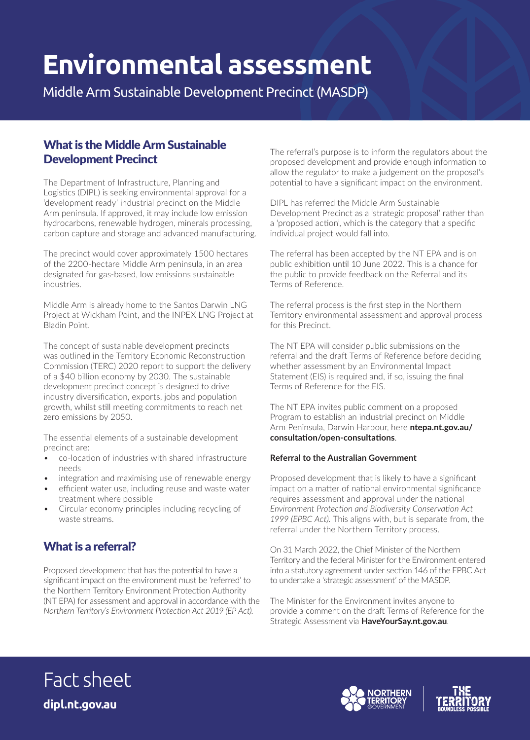# Environmental assessment

Middle Arm Sustainable Development Precinct (MASDP)

## What is the Middle Arm Sustainable Development Precinct

The Department of Infrastructure, Planning and Logistics (DIPL) is seeking environmental approval for a 'development ready' industrial precinct on the Middle Arm peninsula. If approved, it may include low emission hydrocarbons, renewable hydrogen, minerals processing, carbon capture and storage and advanced manufacturing.

The precinct would cover approximately 1500 hectares of the 2200-hectare Middle Arm peninsula, in an area designated for gas-based, low emissions sustainable industries.

Middle Arm is already home to the Santos Darwin LNG Project at Wickham Point, and the INPEX LNG Project at Bladin Point.

The concept of sustainable development precincts was outlined in the Territory Economic Reconstruction Commission (TERC) 2020 report to support the delivery of a $40 billion economy by 2030. The sustainable development precinct concept is designed to drive industry diversification, exports, jobs and population growth, whilst still meeting commitments to reach net zero emissions by 2050.

The essential elements of a sustainable development precinct are:

- co-location of industries with shared infrastructure needs
- integration and maximising use of renewable energy
- efficient water use, including reuse and waste water treatment where possible
- Circular economy principles including recycling of waste streams.

## What is a referral?

Proposed development that has the potential to have a significant impact on the environment must be 'referred' to the Northern Territory Environment Protection Authority (NT EPA) for assessment and approval in accordance with the *Northern Territory's Environment Protection Act 2019 (EP Act).*

The referral's purpose is to inform the regulators about the proposed development and provide enough information to allow the regulator to make a judgement on the proposal's potential to have a significant impact on the environment.

DIPL has referred the Middle Arm Sustainable Development Precinct as a 'strategic proposal' rather than a 'proposed action', which is the category that a specific individual project would fall into.

The referral has been accepted by the NT EPA and is on public exhibition until 10 June 2022. This is a chance for the public to provide feedback on the Referral and its Terms of Reference.

The referral process is the first step in the Northern Territory environmental assessment and approval process for this Precinct.

The NT EPA will consider public submissions on the referral and the draft Terms of Reference before deciding whether assessment by an Environmental Impact Statement (EIS) is required and, if so, issuing the final Terms of Reference for the EIS.

The NT EPA invites public comment on a proposed Program to establish an industrial precinct on Middle Arm Peninsula, Darwin Harbour, here **ntepa.nt.gov.au/consultation/open-consultations**.

**Referral to the Australian Government**

Proposed development that is likely to have a significant impact on a matter of national environmental significance requires assessment and approval under the national *Environment Protection and Biodiversity Conservation Act 1999 (EPBC Act).* This aligns with, but is separate from, the referral under the Northern Territory process.

On 31 March 2022, the Chief Minister of the Northern Territory and the federal Minister for the Environment entered into a statutory agreement under section 146 of the EPBC Act to undertake a 'strategic assessment' of the MASDP.

The Minister for the Environment invites anyone to provide a comment on the draft Terms of Reference for the Strategic Assessment via **HaveYourSay.nt.gov.au**.

Fact sheet

**dipl.nt.gov.au**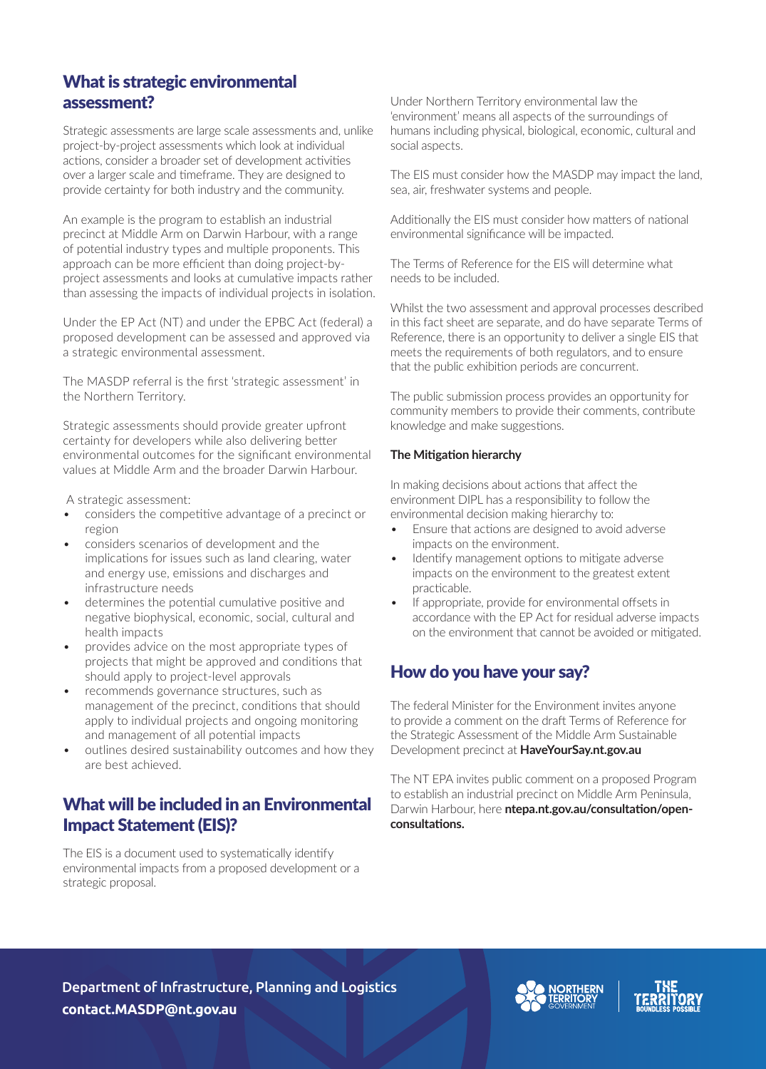## What is strategic environmental assessment?

Strategic assessments are large scale assessments and, unlike project-by-project assessments which look at individual actions, consider a broader set of development activities over a larger scale and timeframe. They are designed to provide certainty for both industry and the community.

An example is the program to establish an industrial precinct at Middle Arm on Darwin Harbour, with a range of potential industry types and multiple proponents. This approach can be more efficient than doing project-by-project assessments and looks at cumulative impacts rather than assessing the impacts of individual projects in isolation.

Under the EP Act (NT) and under the EPBC Act (federal) a proposed development can be assessed and approved via a strategic environmental assessment.

The MASDP referral is the first 'strategic assessment' in the Northern Territory.

Strategic assessments should provide greater upfront certainty for developers while also delivering better environmental outcomes for the significant environmental values at Middle Arm and the broader Darwin Harbour.

A strategic assessment:

- considers the competitive advantage of a precinct or region
- considers scenarios of development and the implications for issues such as land clearing, water and energy use, emissions and discharges and infrastructure needs
- determines the potential cumulative positive and negative biophysical, economic, social, cultural and health impacts
- provides advice on the most appropriate types of projects that might be approved and conditions that should apply to project-level approvals
- recommends governance structures, such as management of the precinct, conditions that should apply to individual projects and ongoing monitoring and management of all potential impacts
- outlines desired sustainability outcomes and how they are best achieved.

## What will be included in an Environmental Impact Statement (EIS)?

The EIS is a document used to systematically identify environmental impacts from a proposed development or a strategic proposal.

Under Northern Territory environmental law the 'environment' means all aspects of the surroundings of humans including physical, biological, economic, cultural and social aspects.

The EIS must consider how the MASDP may impact the land, sea, air, freshwater systems and people.

Additionally the EIS must consider how matters of national environmental significance will be impacted.

The Terms of Reference for the EIS will determine what needs to be included.

Whilst the two assessment and approval processes described in this fact sheet are separate, and do have separate Terms of Reference, there is an opportunity to deliver a single EIS that meets the requirements of both regulators, and to ensure that the public exhibition periods are concurrent.

The public submission process provides an opportunity for community members to provide their comments, contribute knowledge and make suggestions.

**The Mitigation hierarchy**

In making decisions about actions that affect the environment DIPL has a responsibility to follow the environmental decision making hierarchy to:

- Ensure that actions are designed to avoid adverse impacts on the environment.
- Identify management options to mitigate adverse impacts on the environment to the greatest extent practicable.
- If appropriate, provide for environmental offsets in accordance with the EP Act for residual adverse impacts on the environment that cannot be avoided or mitigated.

## How do you have your say?

The federal Minister for the Environment invites anyone to provide a comment on the draft Terms of Reference for the Strategic Assessment of the Middle Arm Sustainable Development precinct at **HaveYourSay.nt.gov.au**

The NT EPA invites public comment on a proposed Program to establish an industrial precinct on Middle Arm Peninsula, Darwin Harbour, here **ntepa.nt.gov.au/consultation/open-consultations.**

**Department of Infrastructure, Planning and Logistics**
**contact.MASDP@nt.gov.au**